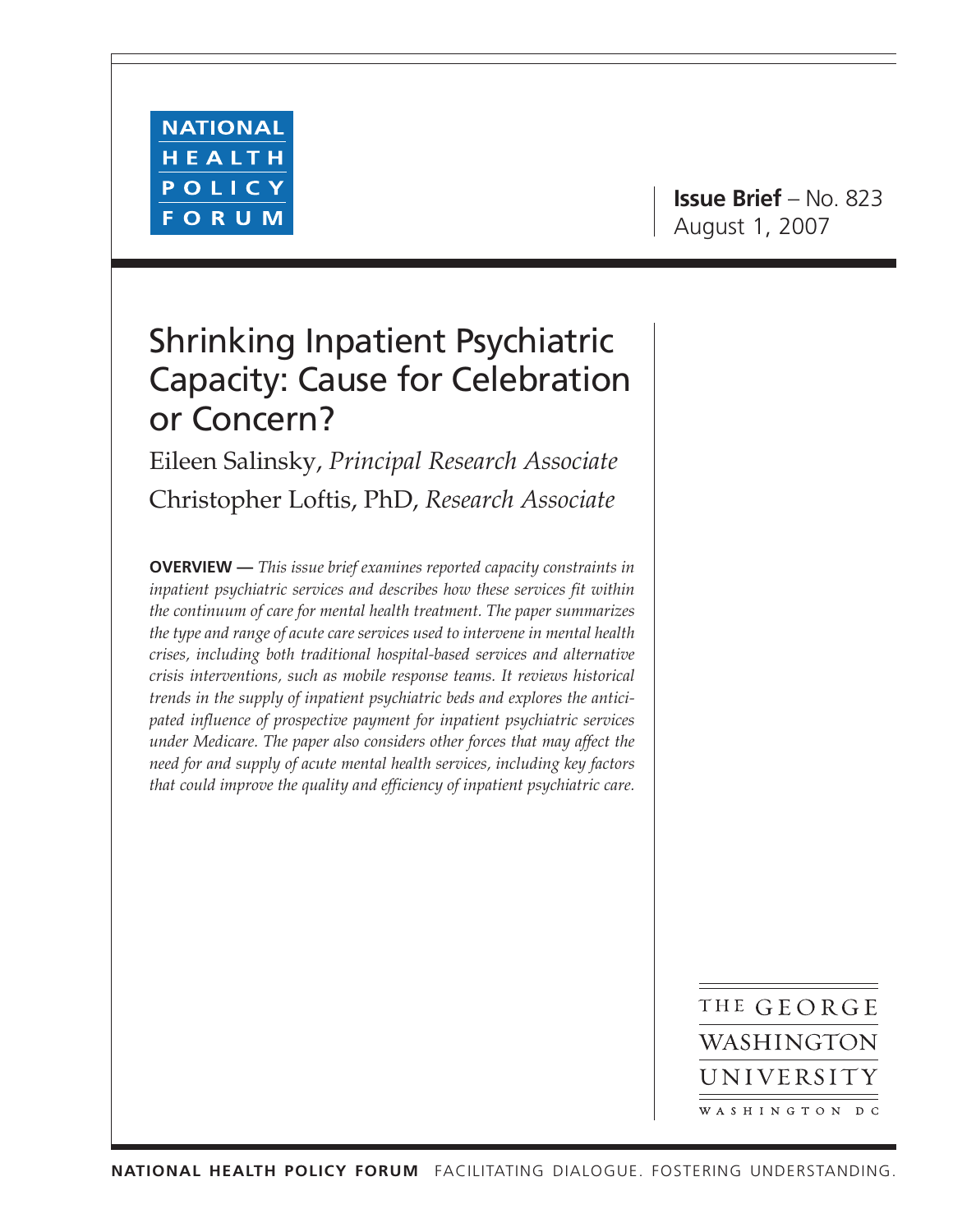NATIONAL HEALTH POLICY FORUM

**Issue Brief** – No. 823
August 1, 2007

# Shrinking Inpatient Psychiatric Capacity: Cause for Celebration or Concern?

Eileen Salinsky, *Principal Research Associate*

Christopher Loftis, PhD, *Research Associate*

**OVERVIEW —** *This issue brief examines reported capacity constraints in inpatient psychiatric services and describes how these services fit within the continuum of care for mental health treatment. The paper summarizes the type and range of acute care services used to intervene in mental health crises, including both traditional hospital-based services and alternative crisis interventions, such as mobile response teams. It reviews historical trends in the supply of inpatient psychiatric beds and explores the anticipated influence of prospective payment for inpatient psychiatric services under Medicare. The paper also considers other forces that may affect the need for and supply of acute mental health services, including key factors that could improve the quality and efficiency of inpatient psychiatric care.*

THE GEORGE WASHINGTON UNIVERSITY
WASHINGTON DC

**NATIONAL HEALTH POLICY FORUM** FACILITATING DIALOGUE. FOSTERING UNDERSTANDING.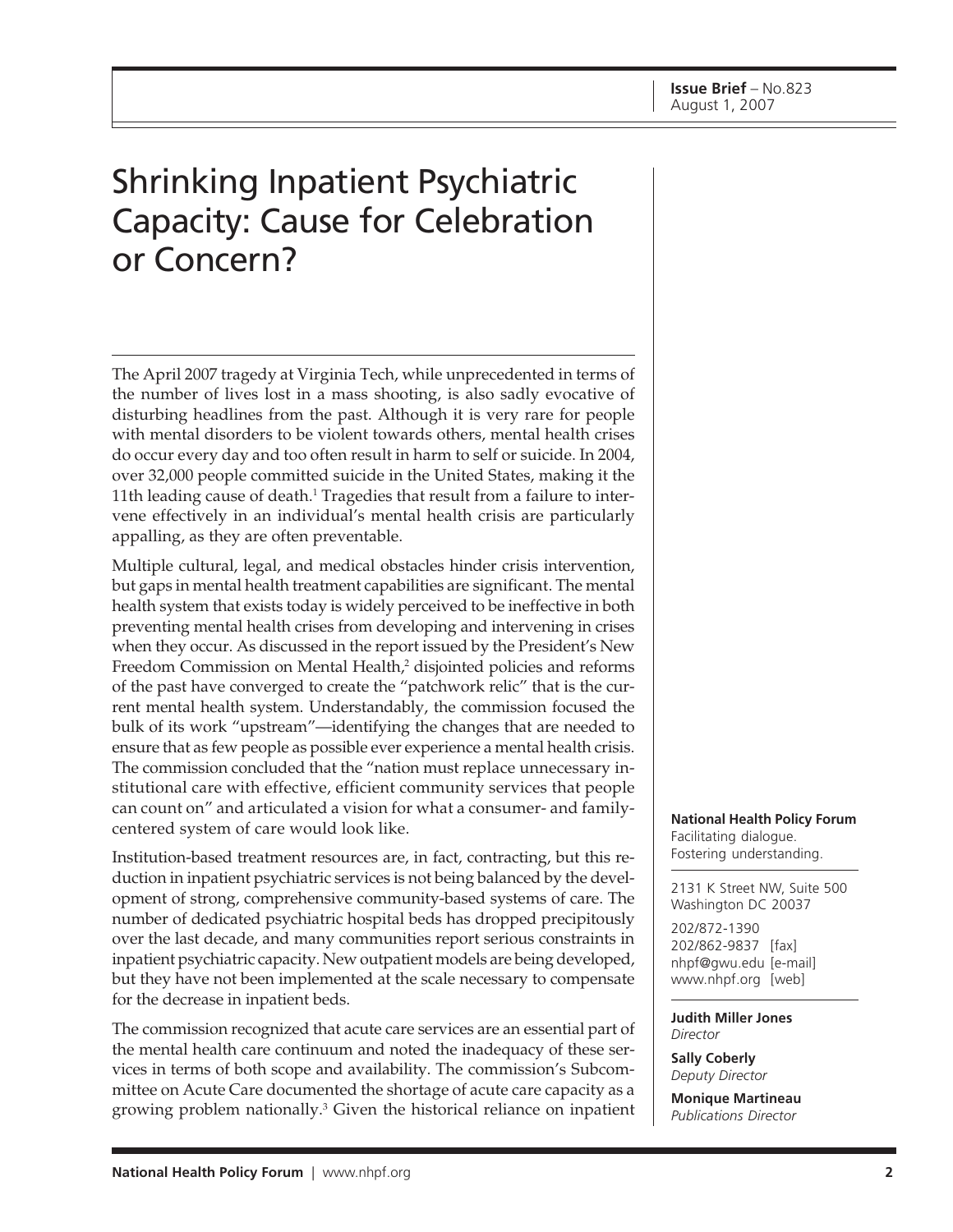Issue Brief – No.823
August 1, 2007

# Shrinking Inpatient Psychiatric Capacity: Cause for Celebration or Concern?

The April 2007 tragedy at Virginia Tech, while unprecedented in terms of the number of lives lost in a mass shooting, is also sadly evocative of disturbing headlines from the past. Although it is very rare for people with mental disorders to be violent towards others, mental health crises do occur every day and too often result in harm to self or suicide. In 2004, over 32,000 people committed suicide in the United States, making it the 11th leading cause of death.[1] Tragedies that result from a failure to intervene effectively in an individual's mental health crisis are particularly appalling, as they are often preventable.

Multiple cultural, legal, and medical obstacles hinder crisis intervention, but gaps in mental health treatment capabilities are significant. The mental health system that exists today is widely perceived to be ineffective in both preventing mental health crises from developing and intervening in crises when they occur. As discussed in the report issued by the President's New Freedom Commission on Mental Health,[2] disjointed policies and reforms of the past have converged to create the "patchwork relic" that is the current mental health system. Understandably, the commission focused the bulk of its work "upstream"—identifying the changes that are needed to ensure that as few people as possible ever experience a mental health crisis. The commission concluded that the "nation must replace unnecessary institutional care with effective, efficient community services that people can count on" and articulated a vision for what a consumer- and family-centered system of care would look like.

Institution-based treatment resources are, in fact, contracting, but this reduction in inpatient psychiatric services is not being balanced by the development of strong, comprehensive community-based systems of care. The number of dedicated psychiatric hospital beds has dropped precipitously over the last decade, and many communities report serious constraints in inpatient psychiatric capacity. New outpatient models are being developed, but they have not been implemented at the scale necessary to compensate for the decrease in inpatient beds.

The commission recognized that acute care services are an essential part of the mental health care continuum and noted the inadequacy of these services in terms of both scope and availability. The commission's Subcommittee on Acute Care documented the shortage of acute care capacity as a growing problem nationally.[3] Given the historical reliance on inpatient

**National Health Policy Forum**
Facilitating dialogue.
Fostering understanding.

2131 K Street NW, Suite 500
Washington DC 20037

202/872-1390
202/862-9837 [fax]
nhpf@gwu.edu [e-mail]
www.nhpf.org [web]

**Judith Miller Jones**
*Director*

**Sally Coberly**
*Deputy Director*

**Monique Martineau**
*Publications Director*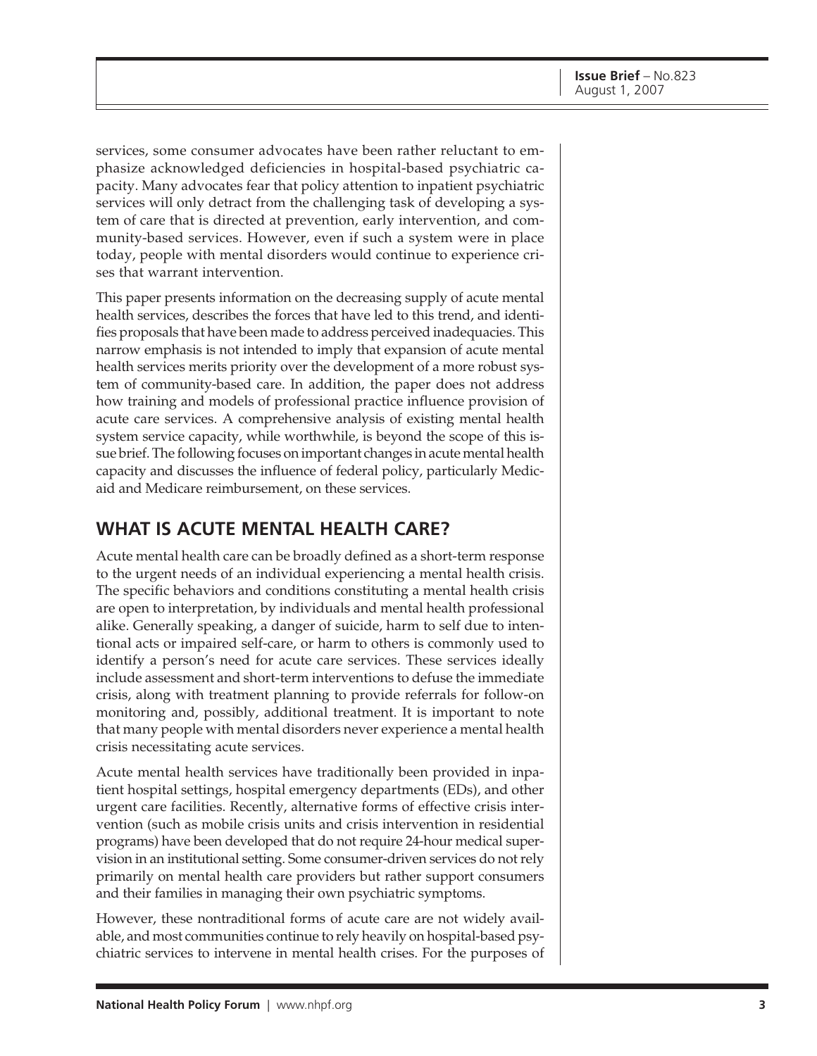services, some consumer advocates have been rather reluctant to emphasize acknowledged deficiencies in hospital-based psychiatric capacity. Many advocates fear that policy attention to inpatient psychiatric services will only detract from the challenging task of developing a system of care that is directed at prevention, early intervention, and community-based services. However, even if such a system were in place today, people with mental disorders would continue to experience crises that warrant intervention.

This paper presents information on the decreasing supply of acute mental health services, describes the forces that have led to this trend, and identifies proposals that have been made to address perceived inadequacies. This narrow emphasis is not intended to imply that expansion of acute mental health services merits priority over the development of a more robust system of community-based care. In addition, the paper does not address how training and models of professional practice influence provision of acute care services. A comprehensive analysis of existing mental health system service capacity, while worthwhile, is beyond the scope of this issue brief. The following focuses on important changes in acute mental health capacity and discusses the influence of federal policy, particularly Medicaid and Medicare reimbursement, on these services.

## WHAT IS ACUTE MENTAL HEALTH CARE?

Acute mental health care can be broadly defined as a short-term response to the urgent needs of an individual experiencing a mental health crisis. The specific behaviors and conditions constituting a mental health crisis are open to interpretation, by individuals and mental health professional alike. Generally speaking, a danger of suicide, harm to self due to intentional acts or impaired self-care, or harm to others is commonly used to identify a person's need for acute care services. These services ideally include assessment and short-term interventions to defuse the immediate crisis, along with treatment planning to provide referrals for follow-on monitoring and, possibly, additional treatment. It is important to note that many people with mental disorders never experience a mental health crisis necessitating acute services.

Acute mental health services have traditionally been provided in inpatient hospital settings, hospital emergency departments (EDs), and other urgent care facilities. Recently, alternative forms of effective crisis intervention (such as mobile crisis units and crisis intervention in residential programs) have been developed that do not require 24-hour medical supervision in an institutional setting. Some consumer-driven services do not rely primarily on mental health care providers but rather support consumers and their families in managing their own psychiatric symptoms.

However, these nontraditional forms of acute care are not widely available, and most communities continue to rely heavily on hospital-based psychiatric services to intervene in mental health crises. For the purposes of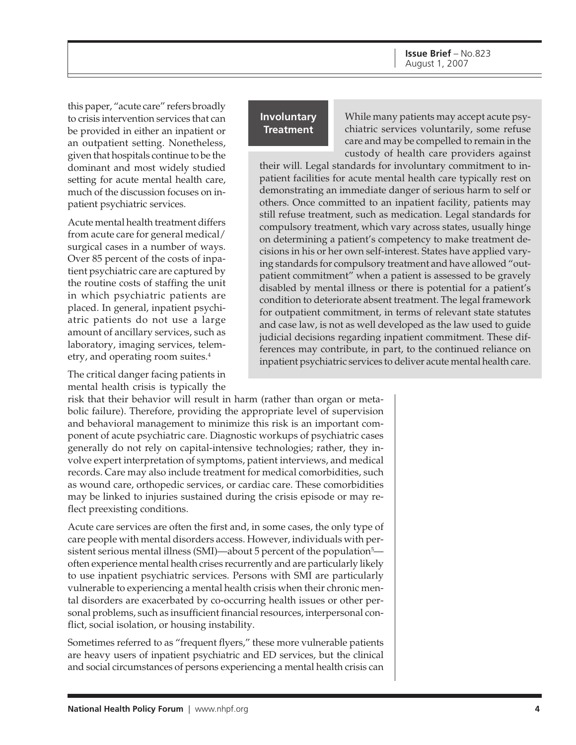this paper, "acute care" refers broadly to crisis intervention services that can be provided in either an inpatient or an outpatient setting. Nonetheless, given that hospitals continue to be the dominant and most widely studied setting for acute mental health care, much of the discussion focuses on inpatient psychiatric services.

Acute mental health treatment differs from acute care for general medical/surgical cases in a number of ways. Over 85 percent of the costs of inpatient psychiatric care are captured by the routine costs of staffing the unit in which psychiatric patients are placed. In general, inpatient psychiatric patients do not use a large amount of ancillary services, such as laboratory, imaging services, telemetry, and operating room suites.[4]

The critical danger facing patients in mental health crisis is typically the risk that their behavior will result in harm (rather than organ or metabolic failure). Therefore, providing the appropriate level of supervision and behavioral management to minimize this risk is an important component of acute psychiatric care. Diagnostic workups of psychiatric cases generally do not rely on capital-intensive technologies; rather, they involve expert interpretation of symptoms, patient interviews, and medical records. Care may also include treatment for medical comorbidities, such as wound care, orthopedic services, or cardiac care. These comorbidities may be linked to injuries sustained during the crisis episode or may reflect preexisting conditions.

Acute care services are often the first and, in some cases, the only type of care people with mental disorders access. However, individuals with persistent serious mental illness (SMI)—about 5 percent of the population[5]—often experience mental health crises recurrently and are particularly likely to use inpatient psychiatric services. Persons with SMI are particularly vulnerable to experiencing a mental health crisis when their chronic mental disorders are exacerbated by co-occurring health issues or other personal problems, such as insufficient financial resources, interpersonal conflict, social isolation, or housing instability.

Sometimes referred to as "frequent flyers," these more vulnerable patients are heavy users of inpatient psychiatric and ED services, but the clinical and social circumstances of persons experiencing a mental health crisis can

> **Involuntary Treatment**
>
> While many patients may accept acute psychiatric services voluntarily, some refuse care and may be compelled to remain in the custody of health care providers against their will. Legal standards for involuntary commitment to inpatient facilities for acute mental health care typically rest on demonstrating an immediate danger of serious harm to self or others. Once committed to an inpatient facility, patients may still refuse treatment, such as medication. Legal standards for compulsory treatment, which vary across states, usually hinge on determining a patient's competency to make treatment decisions in his or her own self-interest. States have applied varying standards for compulsory treatment and have allowed "outpatient commitment" when a patient is assessed to be gravely disabled by mental illness or there is potential for a patient's condition to deteriorate absent treatment. The legal framework for outpatient commitment, in terms of relevant state statutes and case law, is not as well developed as the law used to guide judicial decisions regarding inpatient commitment. These differences may contribute, in part, to the continued reliance on inpatient psychiatric services to deliver acute mental health care.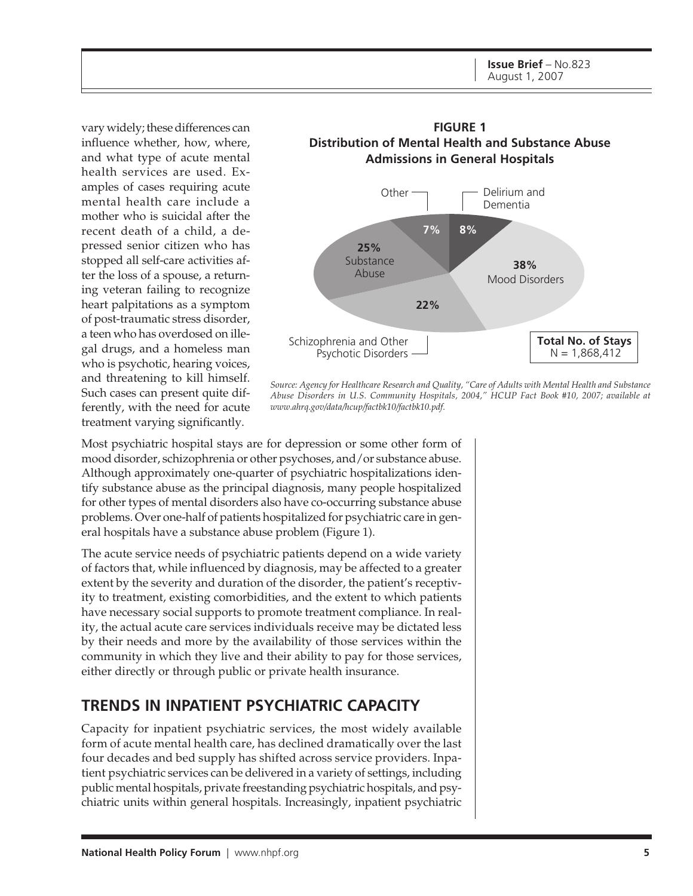vary widely; these differences can influence whether, how, where, and what type of acute mental health services are used. Examples of cases requiring acute mental health care include a mother who is suicidal after the recent death of a child, a depressed senior citizen who has stopped all self-care activities after the loss of a spouse, a returning veteran failing to recognize heart palpitations as a symptom of post-traumatic stress disorder, a teen who has overdosed on illegal drugs, and a homeless man who is psychotic, hearing voices, and threatening to kill himself. Such cases can present quite differently, with the need for acute treatment varying significantly.

**FIGURE 1**
**Distribution of Mental Health and Substance Abuse Admissions in General Hospitals**

| Category | Percent |
|---|---|
| Mood Disorders | 38% |
| Substance Abuse | 25% |
| Schizophrenia and Other Psychotic Disorders | 22% |
| Delirium and Dementia | 8% |
| Other | 7% |

**Total No. of Stays** N = 1,868,412

*Source: Agency for Healthcare Research and Quality, "Care of Adults with Mental Health and Substance Abuse Disorders in U.S. Community Hospitals, 2004," HCUP Fact Book #10, 2007; available at www.ahrq.gov/data/hcup/factbk10/factbk10.pdf.*

Most psychiatric hospital stays are for depression or some other form of mood disorder, schizophrenia or other psychoses, and/or substance abuse. Although approximately one-quarter of psychiatric hospitalizations identify substance abuse as the principal diagnosis, many people hospitalized for other types of mental disorders also have co-occurring substance abuse problems. Over one-half of patients hospitalized for psychiatric care in general hospitals have a substance abuse problem (Figure 1).

The acute service needs of psychiatric patients depend on a wide variety of factors that, while influenced by diagnosis, may be affected to a greater extent by the severity and duration of the disorder, the patient's receptivity to treatment, existing comorbidities, and the extent to which patients have necessary social supports to promote treatment compliance. In reality, the actual acute care services individuals receive may be dictated less by their needs and more by the availability of those services within the community in which they live and their ability to pay for those services, either directly or through public or private health insurance.

## TRENDS IN INPATIENT PSYCHIATRIC CAPACITY

Capacity for inpatient psychiatric services, the most widely available form of acute mental health care, has declined dramatically over the last four decades and bed supply has shifted across service providers. Inpatient psychiatric services can be delivered in a variety of settings, including public mental hospitals, private freestanding psychiatric hospitals, and psychiatric units within general hospitals. Increasingly, inpatient psychiatric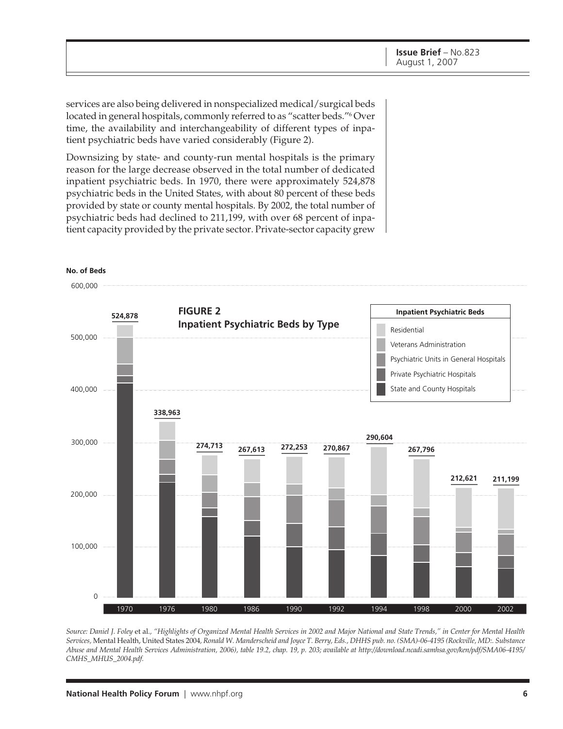services are also being delivered in nonspecialized medical/surgical beds located in general hospitals, commonly referred to as "scatter beds."[6] Over time, the availability and interchangeability of different types of inpatient psychiatric beds have varied considerably (Figure 2).

Downsizing by state- and county-run mental hospitals is the primary reason for the large decrease observed in the total number of dedicated inpatient psychiatric beds. In 1970, there were approximately 524,878 psychiatric beds in the United States, with about 80 percent of these beds provided by state or county mental hospitals. By 2002, the total number of psychiatric beds had declined to 211,199, with over 68 percent of inpatient capacity provided by the private sector. Private-sector capacity grew

**FIGURE 2**
**Inpatient Psychiatric Beds by Type**

No. of Beds

| Year | Total Beds |
|---|---|
| 1970 | 524,878 |
| 1976 | 338,963 |
| 1980 | 274,713 |
| 1986 | 267,613 |
| 1990 | 272,253 |
| 1992 | 270,867 |
| 1994 | 290,604 |
| 1998 | 267,796 |
| 2000 | 212,621 |
| 2002 | 211,199 |

Inpatient Psychiatric Beds: Residential; Veterans Administration; Psychiatric Units in General Hospitals; Private Psychiatric Hospitals; State and County Hospitals

*Source: Daniel J. Foley* et al., *"Highlights of Organized Mental Health Services in 2002 and Major National and State Trends," in Center for Mental Health Services,* Mental Health, United States 2004, *Ronald W. Manderscheid and Joyce T. Berry, Eds., DHHS pub. no. (SMA)-06-4195 (Rockville, MD:. Substance Abuse and Mental Health Services Administration, 2006), table 19.2, chap. 19, p. 203; available at http://download.ncadi.samhsa.gov/ken/pdf/SMA06-4195/CMHS_MHUS_2004.pdf.*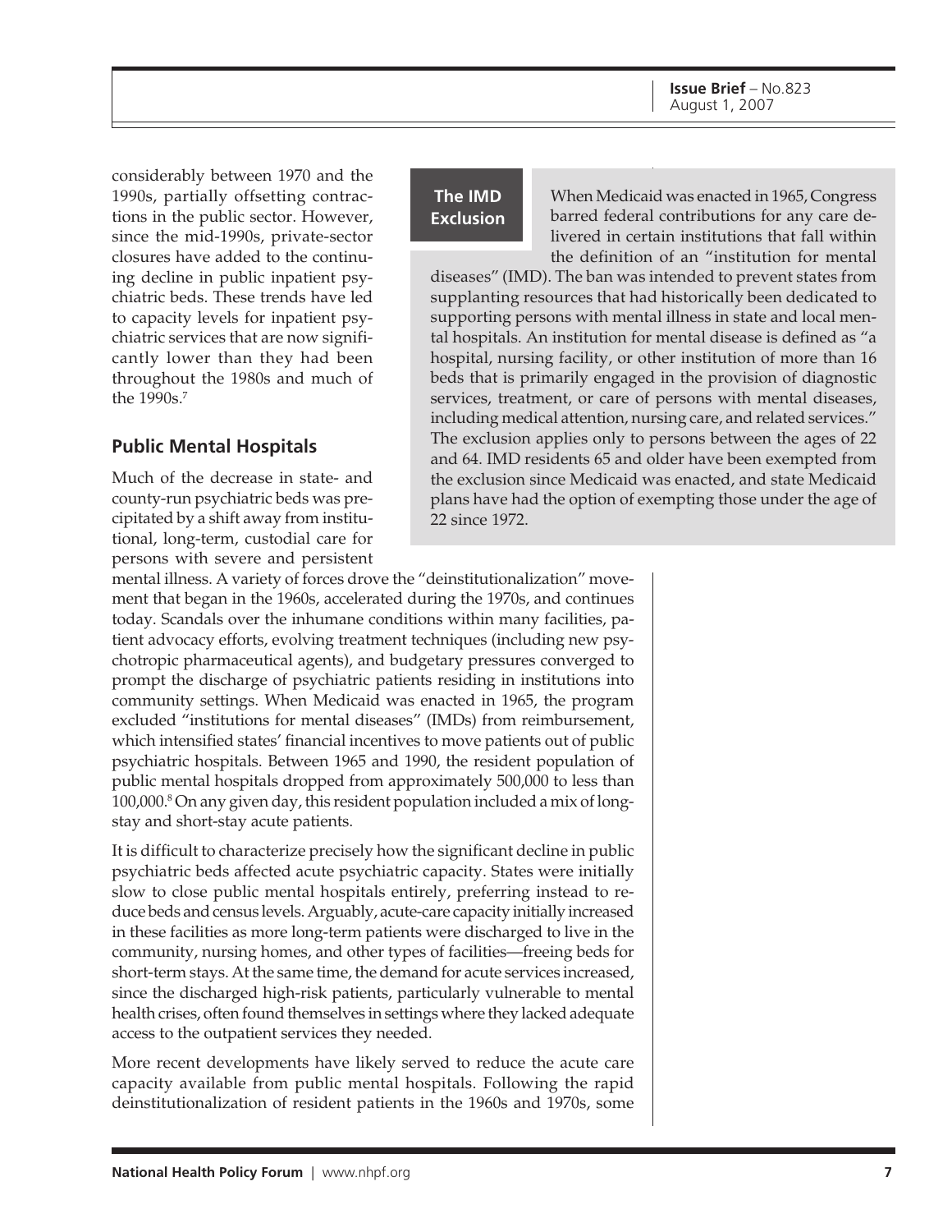considerably between 1970 and the 1990s, partially offsetting contractions in the public sector. However, since the mid-1990s, private-sector closures have added to the continuing decline in public inpatient psychiatric beds. These trends have led to capacity levels for inpatient psychiatric services that are now significantly lower than they had been throughout the 1980s and much of the 1990s.[7]

> **The IMD Exclusion**
>
> When Medicaid was enacted in 1965, Congress barred federal contributions for any care delivered in certain institutions that fall within the definition of an "institution for mental diseases" (IMD). The ban was intended to prevent states from supplanting resources that had historically been dedicated to supporting persons with mental illness in state and local mental hospitals. An institution for mental disease is defined as "a hospital, nursing facility, or other institution of more than 16 beds that is primarily engaged in the provision of diagnostic services, treatment, or care of persons with mental diseases, including medical attention, nursing care, and related services." The exclusion applies only to persons between the ages of 22 and 64. IMD residents 65 and older have been exempted from the exclusion since Medicaid was enacted, and state Medicaid plans have had the option of exempting those under the age of 22 since 1972.

## Public Mental Hospitals

Much of the decrease in state- and county-run psychiatric beds was precipitated by a shift away from institutional, long-term, custodial care for persons with severe and persistent mental illness. A variety of forces drove the "deinstitutionalization" movement that began in the 1960s, accelerated during the 1970s, and continues today. Scandals over the inhumane conditions within many facilities, patient advocacy efforts, evolving treatment techniques (including new psychotropic pharmaceutical agents), and budgetary pressures converged to prompt the discharge of psychiatric patients residing in institutions into community settings. When Medicaid was enacted in 1965, the program excluded "institutions for mental diseases" (IMDs) from reimbursement, which intensified states' financial incentives to move patients out of public psychiatric hospitals. Between 1965 and 1990, the resident population of public mental hospitals dropped from approximately 500,000 to less than 100,000.[8] On any given day, this resident population included a mix of long-stay and short-stay acute patients.

It is difficult to characterize precisely how the significant decline in public psychiatric beds affected acute psychiatric capacity. States were initially slow to close public mental hospitals entirely, preferring instead to reduce beds and census levels. Arguably, acute-care capacity initially increased in these facilities as more long-term patients were discharged to live in the community, nursing homes, and other types of facilities—freeing beds for short-term stays. At the same time, the demand for acute services increased, since the discharged high-risk patients, particularly vulnerable to mental health crises, often found themselves in settings where they lacked adequate access to the outpatient services they needed.

More recent developments have likely served to reduce the acute care capacity available from public mental hospitals. Following the rapid deinstitutionalization of resident patients in the 1960s and 1970s, some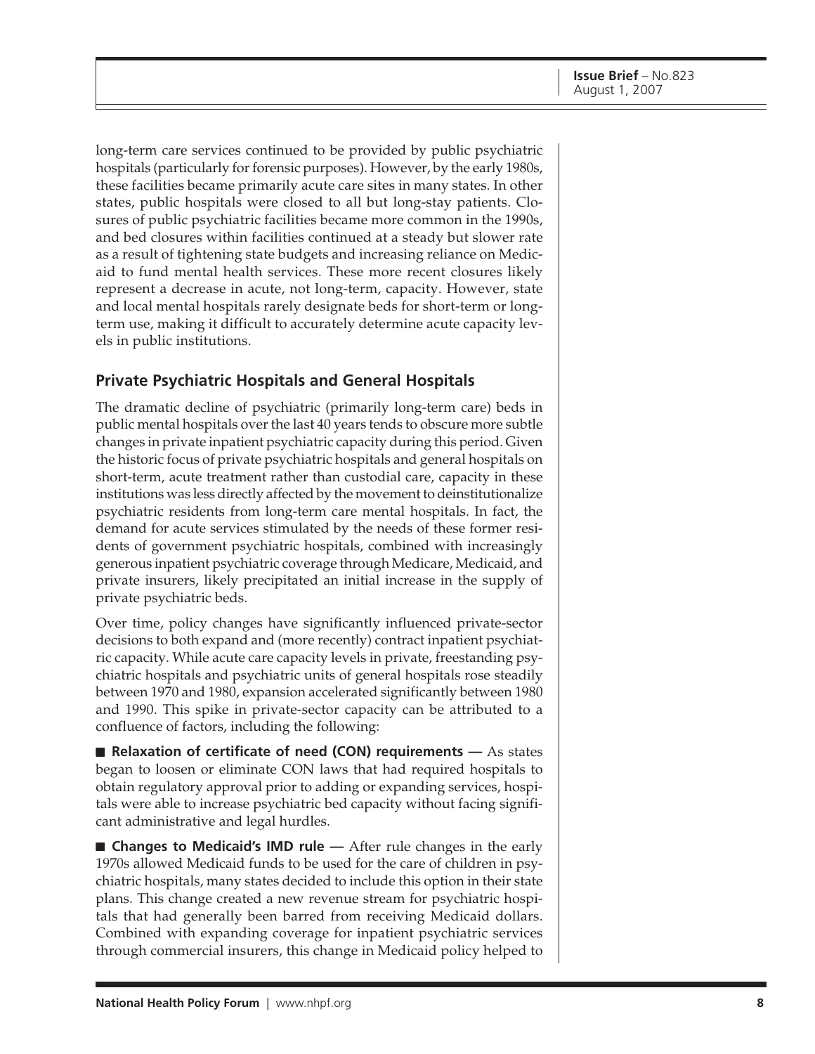long-term care services continued to be provided by public psychiatric hospitals (particularly for forensic purposes). However, by the early 1980s, these facilities became primarily acute care sites in many states. In other states, public hospitals were closed to all but long-stay patients. Closures of public psychiatric facilities became more common in the 1990s, and bed closures within facilities continued at a steady but slower rate as a result of tightening state budgets and increasing reliance on Medicaid to fund mental health services. These more recent closures likely represent a decrease in acute, not long-term, capacity. However, state and local mental hospitals rarely designate beds for short-term or long-term use, making it difficult to accurately determine acute capacity levels in public institutions.

## Private Psychiatric Hospitals and General Hospitals

The dramatic decline of psychiatric (primarily long-term care) beds in public mental hospitals over the last 40 years tends to obscure more subtle changes in private inpatient psychiatric capacity during this period. Given the historic focus of private psychiatric hospitals and general hospitals on short-term, acute treatment rather than custodial care, capacity in these institutions was less directly affected by the movement to deinstitutionalize psychiatric residents from long-term care mental hospitals. In fact, the demand for acute services stimulated by the needs of these former residents of government psychiatric hospitals, combined with increasingly generous inpatient psychiatric coverage through Medicare, Medicaid, and private insurers, likely precipitated an initial increase in the supply of private psychiatric beds.

Over time, policy changes have significantly influenced private-sector decisions to both expand and (more recently) contract inpatient psychiatric capacity. While acute care capacity levels in private, freestanding psychiatric hospitals and psychiatric units of general hospitals rose steadily between 1970 and 1980, expansion accelerated significantly between 1980 and 1990. This spike in private-sector capacity can be attributed to a confluence of factors, including the following:

- **Relaxation of certificate of need (CON) requirements —** As states began to loosen or eliminate CON laws that had required hospitals to obtain regulatory approval prior to adding or expanding services, hospitals were able to increase psychiatric bed capacity without facing significant administrative and legal hurdles.

- **Changes to Medicaid's IMD rule —** After rule changes in the early 1970s allowed Medicaid funds to be used for the care of children in psychiatric hospitals, many states decided to include this option in their state plans. This change created a new revenue stream for psychiatric hospitals that had generally been barred from receiving Medicaid dollars. Combined with expanding coverage for inpatient psychiatric services through commercial insurers, this change in Medicaid policy helped to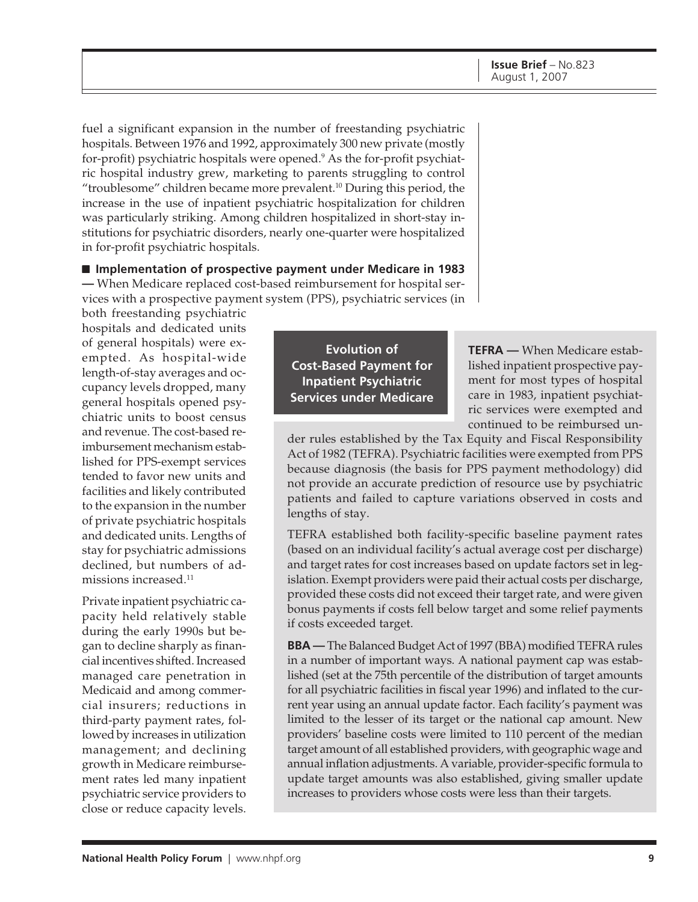fuel a significant expansion in the number of freestanding psychiatric hospitals. Between 1976 and 1992, approximately 300 new private (mostly for-profit) psychiatric hospitals were opened.[9] As the for-profit psychiatric hospital industry grew, marketing to parents struggling to control "troublesome" children became more prevalent.[10] During this period, the increase in the use of inpatient psychiatric hospitalization for children was particularly striking. Among children hospitalized in short-stay institutions for psychiatric disorders, nearly one-quarter were hospitalized in for-profit psychiatric hospitals.

■ **Implementation of prospective payment under Medicare in 1983 —** When Medicare replaced cost-based reimbursement for hospital services with a prospective payment system (PPS), psychiatric services (in both freestanding psychiatric hospitals and dedicated units of general hospitals) were exempted. As hospital-wide length-of-stay averages and occupancy levels dropped, many general hospitals opened psychiatric units to boost census and revenue. The cost-based reimbursement mechanism established for PPS-exempt services tended to favor new units and facilities and likely contributed to the expansion in the number of private psychiatric hospitals and dedicated units. Lengths of stay for psychiatric admissions declined, but numbers of admissions increased.[11]

Private inpatient psychiatric capacity held relatively stable during the early 1990s but began to decline sharply as financial incentives shifted. Increased managed care penetration in Medicaid and among commercial insurers; reductions in third-party payment rates, followed by increases in utilization management; and declining growth in Medicare reimbursement rates led many inpatient psychiatric service providers to close or reduce capacity levels.

## Evolution of Cost-Based Payment for Inpatient Psychiatric Services under Medicare

**TEFRA —** When Medicare established inpatient prospective payment for most types of hospital care in 1983, inpatient psychiatric services were exempted and continued to be reimbursed under rules established by the Tax Equity and Fiscal Responsibility Act of 1982 (TEFRA). Psychiatric facilities were exempted from PPS because diagnosis (the basis for PPS payment methodology) did not provide an accurate prediction of resource use by psychiatric patients and failed to capture variations observed in costs and lengths of stay.

TEFRA established both facility-specific baseline payment rates (based on an individual facility's actual average cost per discharge) and target rates for cost increases based on update factors set in legislation. Exempt providers were paid their actual costs per discharge, provided these costs did not exceed their target rate, and were given bonus payments if costs fell below target and some relief payments if costs exceeded target.

**BBA —** The Balanced Budget Act of 1997 (BBA) modified TEFRA rules in a number of important ways. A national payment cap was established (set at the 75th percentile of the distribution of target amounts for all psychiatric facilities in fiscal year 1996) and inflated to the current year using an annual update factor. Each facility's payment was limited to the lesser of its target or the national cap amount. New providers' baseline costs were limited to 110 percent of the median target amount of all established providers, with geographic wage and annual inflation adjustments. A variable, provider-specific formula to update target amounts was also established, giving smaller update increases to providers whose costs were less than their targets.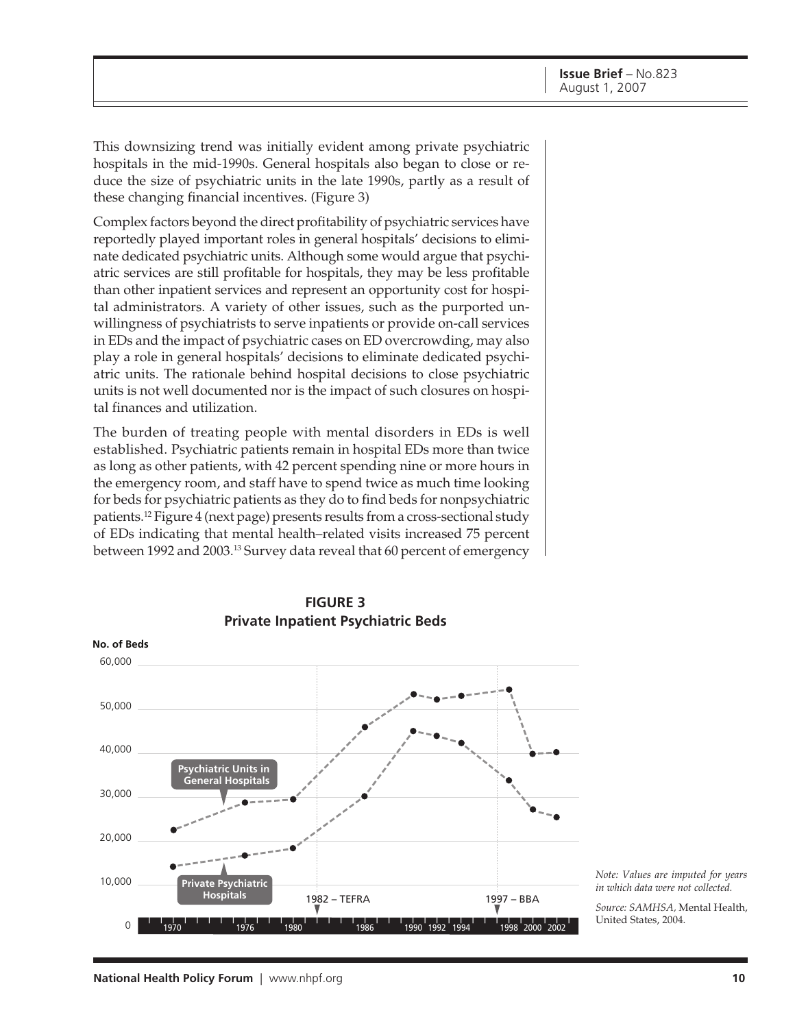This downsizing trend was initially evident among private psychiatric hospitals in the mid-1990s. General hospitals also began to close or reduce the size of psychiatric units in the late 1990s, partly as a result of these changing financial incentives. (Figure 3)

Complex factors beyond the direct profitability of psychiatric services have reportedly played important roles in general hospitals' decisions to eliminate dedicated psychiatric units. Although some would argue that psychiatric services are still profitable for hospitals, they may be less profitable than other inpatient services and represent an opportunity cost for hospital administrators. A variety of other issues, such as the purported unwillingness of psychiatrists to serve inpatients or provide on-call services in EDs and the impact of psychiatric cases on ED overcrowding, may also play a role in general hospitals' decisions to eliminate dedicated psychiatric units. The rationale behind hospital decisions to close psychiatric units is not well documented nor is the impact of such closures on hospital finances and utilization.

The burden of treating people with mental disorders in EDs is well established. Psychiatric patients remain in hospital EDs more than twice as long as other patients, with 42 percent spending nine or more hours in the emergency room, and staff have to spend twice as much time looking for beds for psychiatric patients as they do to find beds for nonpsychiatric patients.[12] Figure 4 (next page) presents results from a cross-sectional study of EDs indicating that mental health–related visits increased 75 percent between 1992 and 2003.[13] Survey data reveal that 60 percent of emergency

**FIGURE 3**
**Private Inpatient Psychiatric Beds**

*Note: Values are imputed for years in which data were not collected.*

*Source: SAMHSA,* Mental Health, United States, 2004.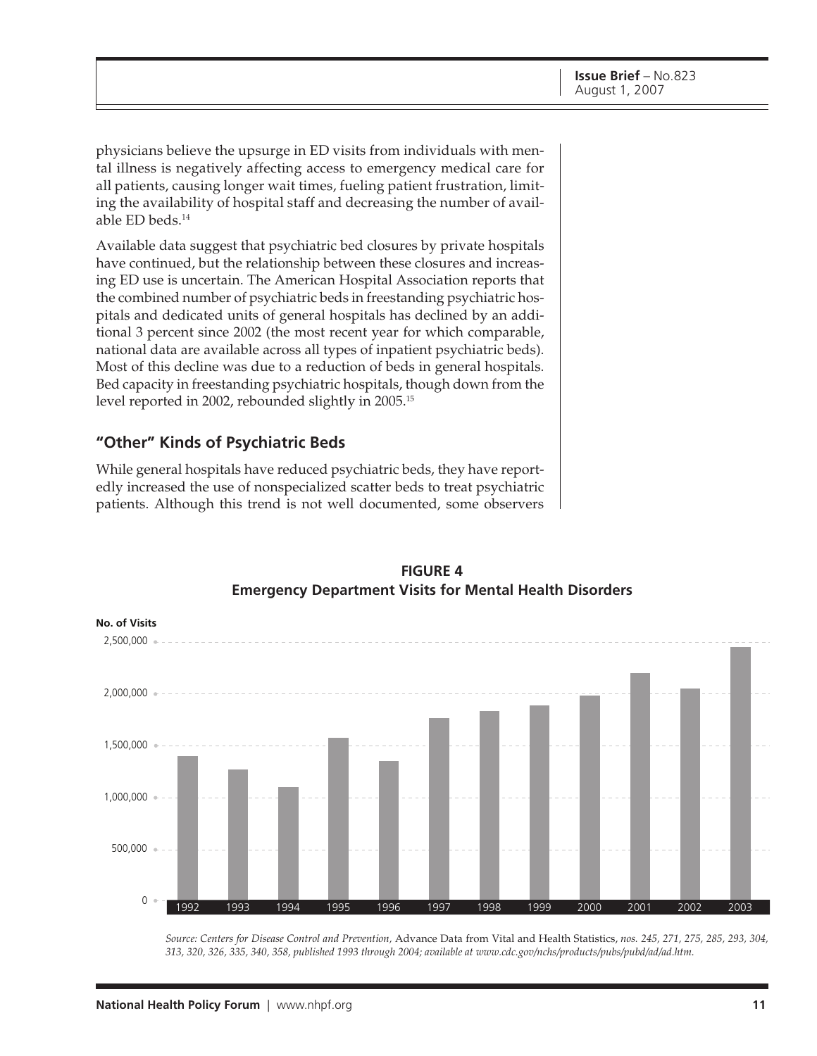physicians believe the upsurge in ED visits from individuals with mental illness is negatively affecting access to emergency medical care for all patients, causing longer wait times, fueling patient frustration, limiting the availability of hospital staff and decreasing the number of available ED beds.[14]

Available data suggest that psychiatric bed closures by private hospitals have continued, but the relationship between these closures and increasing ED use is uncertain. The American Hospital Association reports that the combined number of psychiatric beds in freestanding psychiatric hospitals and dedicated units of general hospitals has declined by an additional 3 percent since 2002 (the most recent year for which comparable, national data are available across all types of inpatient psychiatric beds). Most of this decline was due to a reduction of beds in general hospitals. Bed capacity in freestanding psychiatric hospitals, though down from the level reported in 2002, rebounded slightly in 2005.[15]

## "Other" Kinds of Psychiatric Beds

While general hospitals have reduced psychiatric beds, they have reportedly increased the use of nonspecialized scatter beds to treat psychiatric patients. Although this trend is not well documented, some observers

**FIGURE 4**
**Emergency Department Visits for Mental Health Disorders**

No. of Visits

| Year | No. of Visits (approx.) |
|---|---|
| 1992 | ~1,400,000 |
| 1993 | ~1,270,000 |
| 1994 | ~1,100,000 |
| 1995 | ~1,570,000 |
| 1996 | ~1,350,000 |
| 1997 | ~1,760,000 |
| 1998 | ~1,830,000 |
| 1999 | ~1,880,000 |
| 2000 | ~1,980,000 |
| 2001 | ~2,200,000 |
| 2002 | ~2,050,000 |
| 2003 | ~2,450,000 |

*Source: Centers for Disease Control and Prevention,* Advance Data from Vital and Health Statistics, *nos. 245, 271, 275, 285, 293, 304, 313, 320, 326, 335, 340, 358, published 1993 through 2004; available at www.cdc.gov/nchs/products/pubs/pubd/ad/ad.htm.*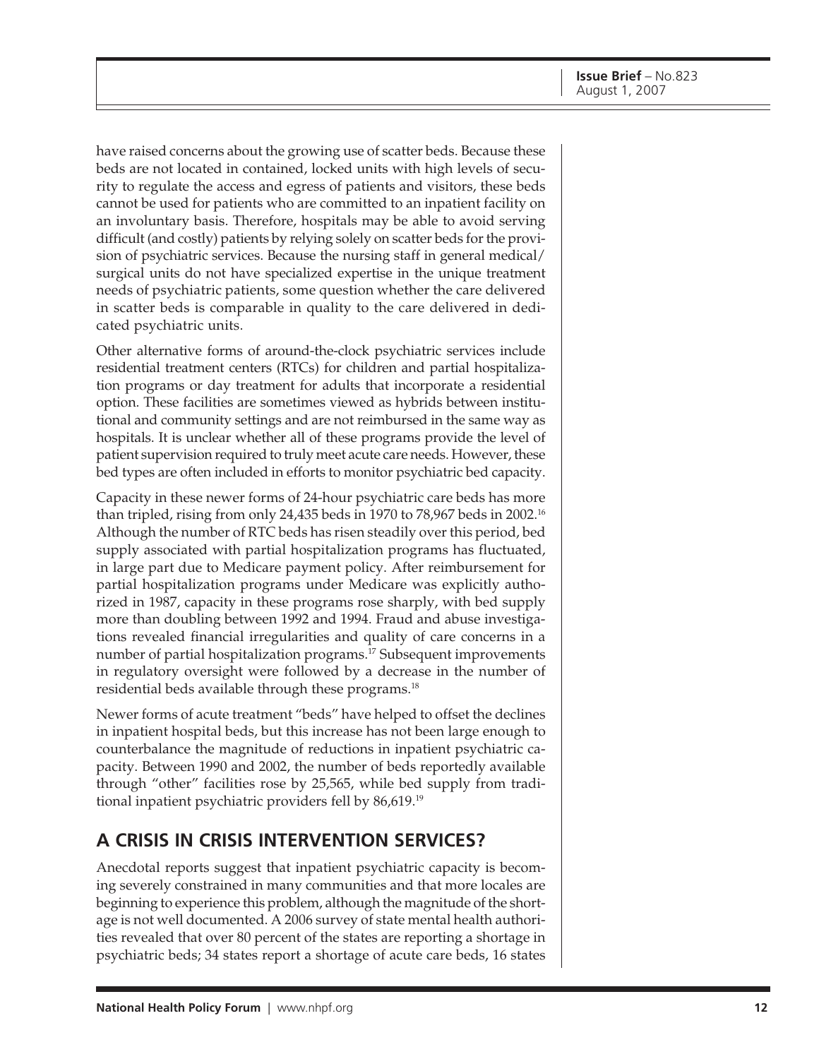have raised concerns about the growing use of scatter beds. Because these beds are not located in contained, locked units with high levels of security to regulate the access and egress of patients and visitors, these beds cannot be used for patients who are committed to an inpatient facility on an involuntary basis. Therefore, hospitals may be able to avoid serving difficult (and costly) patients by relying solely on scatter beds for the provision of psychiatric services. Because the nursing staff in general medical/surgical units do not have specialized expertise in the unique treatment needs of psychiatric patients, some question whether the care delivered in scatter beds is comparable in quality to the care delivered in dedicated psychiatric units.

Other alternative forms of around-the-clock psychiatric services include residential treatment centers (RTCs) for children and partial hospitalization programs or day treatment for adults that incorporate a residential option. These facilities are sometimes viewed as hybrids between institutional and community settings and are not reimbursed in the same way as hospitals. It is unclear whether all of these programs provide the level of patient supervision required to truly meet acute care needs. However, these bed types are often included in efforts to monitor psychiatric bed capacity.

Capacity in these newer forms of 24-hour psychiatric care beds has more than tripled, rising from only 24,435 beds in 1970 to 78,967 beds in 2002.[16] Although the number of RTC beds has risen steadily over this period, bed supply associated with partial hospitalization programs has fluctuated, in large part due to Medicare payment policy. After reimbursement for partial hospitalization programs under Medicare was explicitly authorized in 1987, capacity in these programs rose sharply, with bed supply more than doubling between 1992 and 1994. Fraud and abuse investigations revealed financial irregularities and quality of care concerns in a number of partial hospitalization programs.[17] Subsequent improvements in regulatory oversight were followed by a decrease in the number of residential beds available through these programs.[18]

Newer forms of acute treatment "beds" have helped to offset the declines in inpatient hospital beds, but this increase has not been large enough to counterbalance the magnitude of reductions in inpatient psychiatric capacity. Between 1990 and 2002, the number of beds reportedly available through "other" facilities rose by 25,565, while bed supply from traditional inpatient psychiatric providers fell by 86,619.[19]

## A CRISIS IN CRISIS INTERVENTION SERVICES?

Anecdotal reports suggest that inpatient psychiatric capacity is becoming severely constrained in many communities and that more locales are beginning to experience this problem, although the magnitude of the shortage is not well documented. A 2006 survey of state mental health authorities revealed that over 80 percent of the states are reporting a shortage in psychiatric beds; 34 states report a shortage of acute care beds, 16 states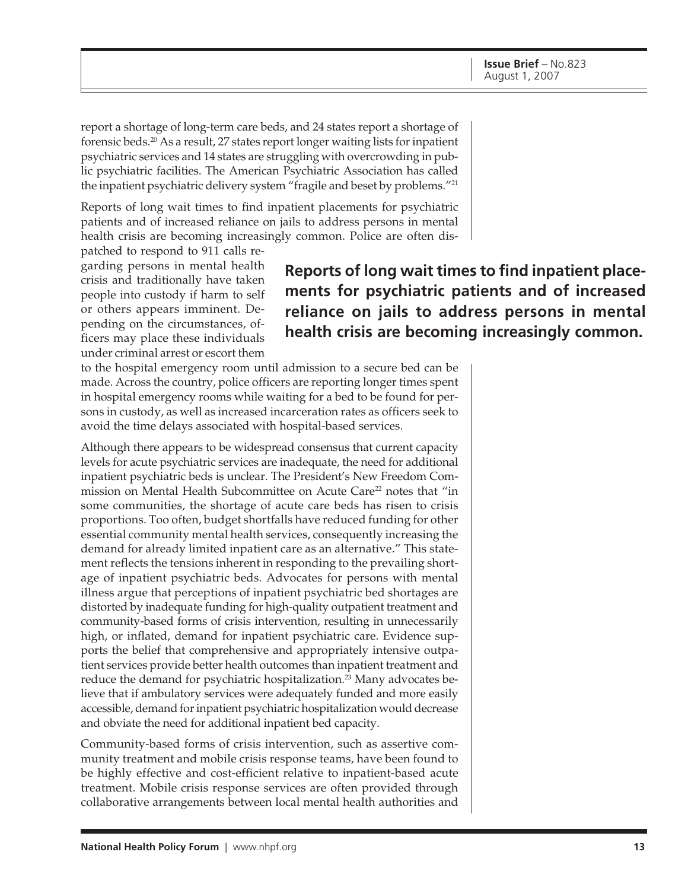report a shortage of long-term care beds, and 24 states report a shortage of forensic beds.[20] As a result, 27 states report longer waiting lists for inpatient psychiatric services and 14 states are struggling with overcrowding in public psychiatric facilities. The American Psychiatric Association has called the inpatient psychiatric delivery system "fragile and beset by problems."[21]

Reports of long wait times to find inpatient placements for psychiatric patients and of increased reliance on jails to address persons in mental health crisis are becoming increasingly common. Police are often dispatched to respond to 911 calls regarding persons in mental health crisis and traditionally have taken people into custody if harm to self or others appears imminent. Depending on the circumstances, officers may place these individuals under criminal arrest or escort them to the hospital emergency room until admission to a secure bed can be made. Across the country, police officers are reporting longer times spent in hospital emergency rooms while waiting for a bed to be found for persons in custody, as well as increased incarceration rates as officers seek to avoid the time delays associated with hospital-based services.

**Reports of long wait times to find inpatient placements for psychiatric patients and of increased reliance on jails to address persons in mental health crisis are becoming increasingly common.**

Although there appears to be widespread consensus that current capacity levels for acute psychiatric services are inadequate, the need for additional inpatient psychiatric beds is unclear. The President's New Freedom Commission on Mental Health Subcommittee on Acute Care[22] notes that "in some communities, the shortage of acute care beds has risen to crisis proportions. Too often, budget shortfalls have reduced funding for other essential community mental health services, consequently increasing the demand for already limited inpatient care as an alternative." This statement reflects the tensions inherent in responding to the prevailing shortage of inpatient psychiatric beds. Advocates for persons with mental illness argue that perceptions of inpatient psychiatric bed shortages are distorted by inadequate funding for high-quality outpatient treatment and community-based forms of crisis intervention, resulting in unnecessarily high, or inflated, demand for inpatient psychiatric care. Evidence supports the belief that comprehensive and appropriately intensive outpatient services provide better health outcomes than inpatient treatment and reduce the demand for psychiatric hospitalization.[23] Many advocates believe that if ambulatory services were adequately funded and more easily accessible, demand for inpatient psychiatric hospitalization would decrease and obviate the need for additional inpatient bed capacity.

Community-based forms of crisis intervention, such as assertive community treatment and mobile crisis response teams, have been found to be highly effective and cost-efficient relative to inpatient-based acute treatment. Mobile crisis response services are often provided through collaborative arrangements between local mental health authorities and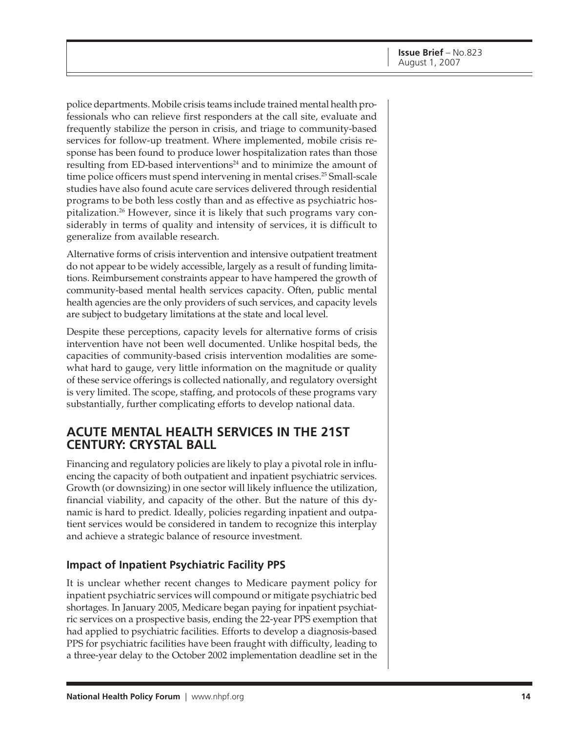police departments. Mobile crisis teams include trained mental health professionals who can relieve first responders at the call site, evaluate and frequently stabilize the person in crisis, and triage to community-based services for follow-up treatment. Where implemented, mobile crisis response has been found to produce lower hospitalization rates than those resulting from ED-based interventions[24] and to minimize the amount of time police officers must spend intervening in mental crises.[25] Small-scale studies have also found acute care services delivered through residential programs to be both less costly than and as effective as psychiatric hospitalization.[26] However, since it is likely that such programs vary considerably in terms of quality and intensity of services, it is difficult to generalize from available research.

Alternative forms of crisis intervention and intensive outpatient treatment do not appear to be widely accessible, largely as a result of funding limitations. Reimbursement constraints appear to have hampered the growth of community-based mental health services capacity. Often, public mental health agencies are the only providers of such services, and capacity levels are subject to budgetary limitations at the state and local level.

Despite these perceptions, capacity levels for alternative forms of crisis intervention have not been well documented. Unlike hospital beds, the capacities of community-based crisis intervention modalities are somewhat hard to gauge, very little information on the magnitude or quality of these service offerings is collected nationally, and regulatory oversight is very limited. The scope, staffing, and protocols of these programs vary substantially, further complicating efforts to develop national data.

## ACUTE MENTAL HEALTH SERVICES IN THE 21ST CENTURY: CRYSTAL BALL

Financing and regulatory policies are likely to play a pivotal role in influencing the capacity of both outpatient and inpatient psychiatric services. Growth (or downsizing) in one sector will likely influence the utilization, financial viability, and capacity of the other. But the nature of this dynamic is hard to predict. Ideally, policies regarding inpatient and outpatient services would be considered in tandem to recognize this interplay and achieve a strategic balance of resource investment.

### Impact of Inpatient Psychiatric Facility PPS

It is unclear whether recent changes to Medicare payment policy for inpatient psychiatric services will compound or mitigate psychiatric bed shortages. In January 2005, Medicare began paying for inpatient psychiatric services on a prospective basis, ending the 22-year PPS exemption that had applied to psychiatric facilities. Efforts to develop a diagnosis-based PPS for psychiatric facilities have been fraught with difficulty, leading to a three-year delay to the October 2002 implementation deadline set in the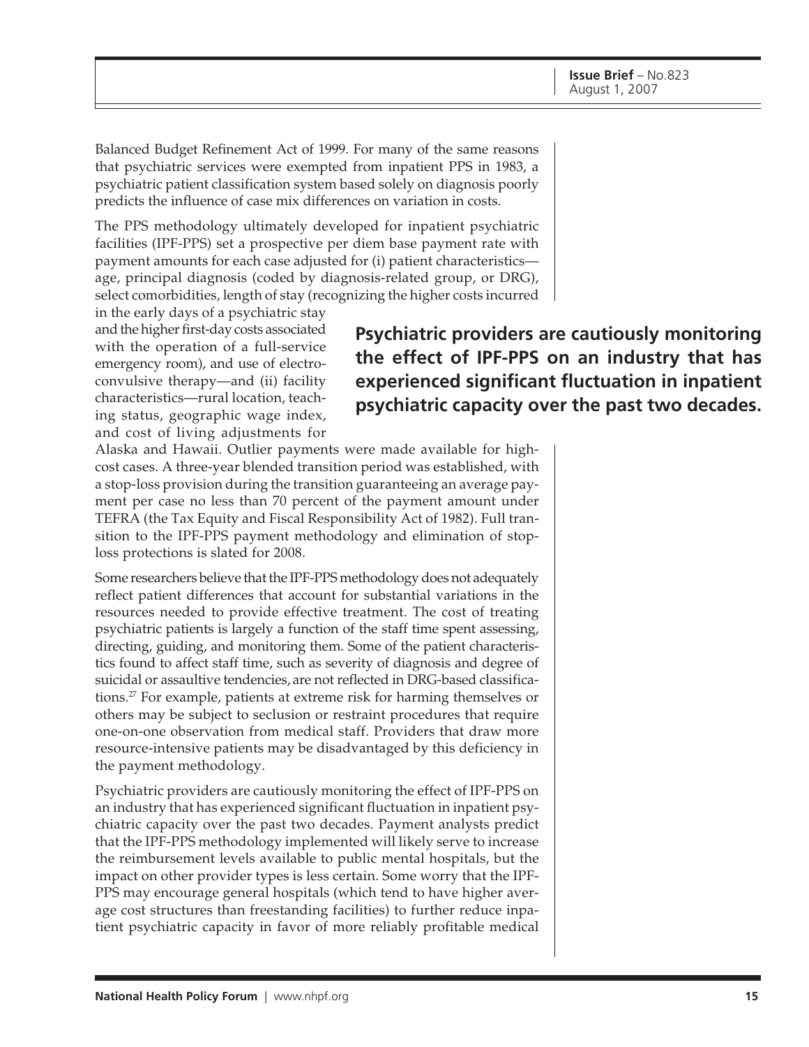Balanced Budget Refinement Act of 1999. For many of the same reasons that psychiatric services were exempted from inpatient PPS in 1983, a psychiatric patient classification system based solely on diagnosis poorly predicts the influence of case mix differences on variation in costs.

The PPS methodology ultimately developed for inpatient psychiatric facilities (IPF-PPS) set a prospective per diem base payment rate with payment amounts for each case adjusted for (i) patient characteristics—age, principal diagnosis (coded by diagnosis-related group, or DRG), select comorbidities, length of stay (recognizing the higher costs incurred in the early days of a psychiatric stay and the higher first-day costs associated with the operation of a full-service emergency room), and use of electroconvulsive therapy—and (ii) facility characteristics—rural location, teaching status, geographic wage index, and cost of living adjustments for Alaska and Hawaii. Outlier payments were made available for high-cost cases. A three-year blended transition period was established, with a stop-loss provision during the transition guaranteeing an average payment per case no less than 70 percent of the payment amount under TEFRA (the Tax Equity and Fiscal Responsibility Act of 1982). Full transition to the IPF-PPS payment methodology and elimination of stop-loss protections is slated for 2008.

**Psychiatric providers are cautiously monitoring the effect of IPF-PPS on an industry that has experienced significant fluctuation in inpatient psychiatric capacity over the past two decades.**

Some researchers believe that the IPF-PPS methodology does not adequately reflect patient differences that account for substantial variations in the resources needed to provide effective treatment. The cost of treating psychiatric patients is largely a function of the staff time spent assessing, directing, guiding, and monitoring them. Some of the patient characteristics found to affect staff time, such as severity of diagnosis and degree of suicidal or assaultive tendencies, are not reflected in DRG-based classifications.[27] For example, patients at extreme risk for harming themselves or others may be subject to seclusion or restraint procedures that require one-on-one observation from medical staff. Providers that draw more resource-intensive patients may be disadvantaged by this deficiency in the payment methodology.

Psychiatric providers are cautiously monitoring the effect of IPF-PPS on an industry that has experienced significant fluctuation in inpatient psychiatric capacity over the past two decades. Payment analysts predict that the IPF-PPS methodology implemented will likely serve to increase the reimbursement levels available to public mental hospitals, but the impact on other provider types is less certain. Some worry that the IPF-PPS may encourage general hospitals (which tend to have higher average cost structures than freestanding facilities) to further reduce inpatient psychiatric capacity in favor of more reliably profitable medical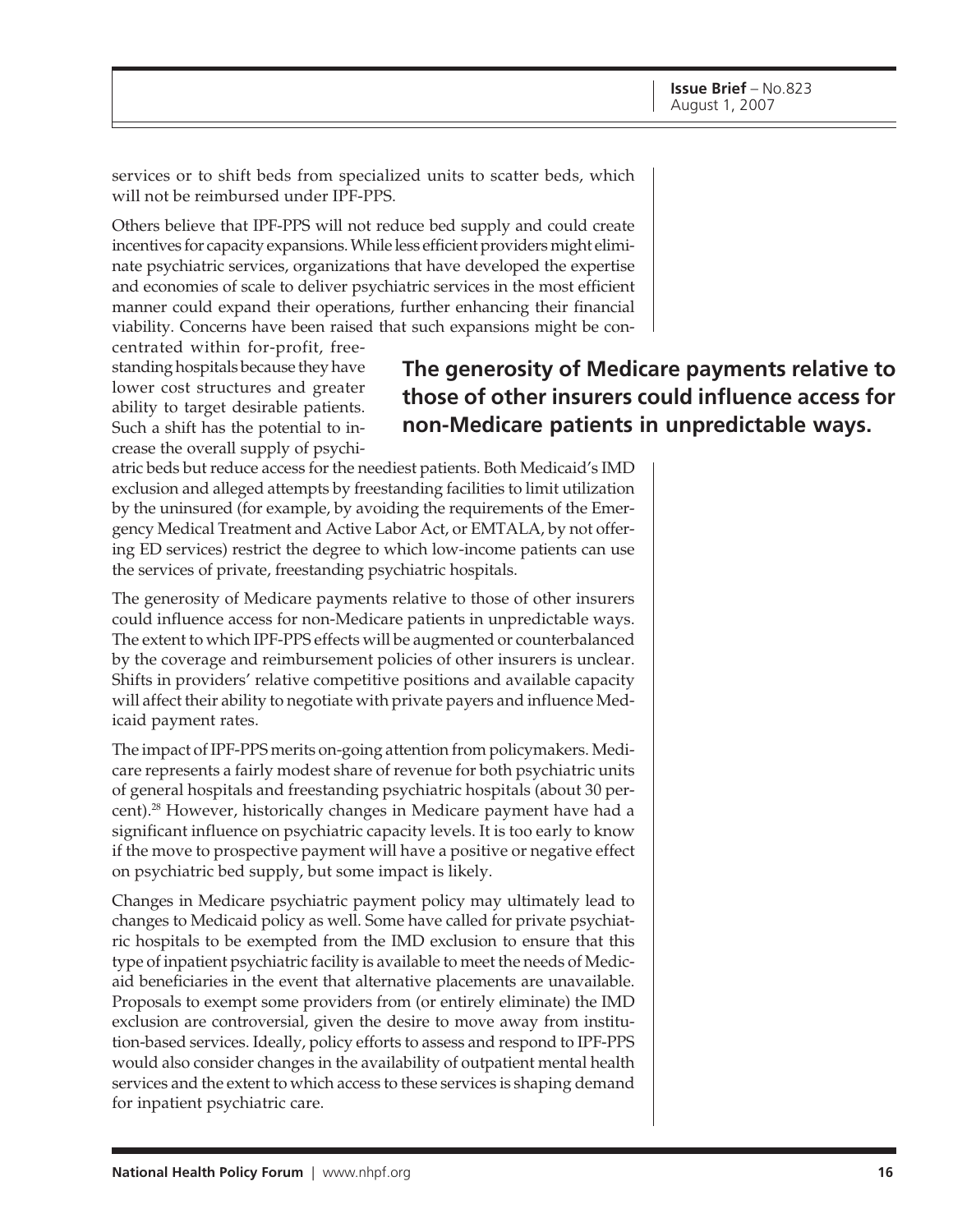services or to shift beds from specialized units to scatter beds, which will not be reimbursed under IPF-PPS.

Others believe that IPF-PPS will not reduce bed supply and could create incentives for capacity expansions. While less efficient providers might eliminate psychiatric services, organizations that have developed the expertise and economies of scale to deliver psychiatric services in the most efficient manner could expand their operations, further enhancing their financial viability. Concerns have been raised that such expansions might be concentrated within for-profit, freestanding hospitals because they have lower cost structures and greater ability to target desirable patients. Such a shift has the potential to increase the overall supply of psychiatric beds but reduce access for the neediest patients. Both Medicaid's IMD exclusion and alleged attempts by freestanding facilities to limit utilization by the uninsured (for example, by avoiding the requirements of the Emergency Medical Treatment and Active Labor Act, or EMTALA, by not offering ED services) restrict the degree to which low-income patients can use the services of private, freestanding psychiatric hospitals.

**The generosity of Medicare payments relative to those of other insurers could influence access for non-Medicare patients in unpredictable ways.**

The generosity of Medicare payments relative to those of other insurers could influence access for non-Medicare patients in unpredictable ways. The extent to which IPF-PPS effects will be augmented or counterbalanced by the coverage and reimbursement policies of other insurers is unclear. Shifts in providers' relative competitive positions and available capacity will affect their ability to negotiate with private payers and influence Medicaid payment rates.

The impact of IPF-PPS merits on-going attention from policymakers. Medicare represents a fairly modest share of revenue for both psychiatric units of general hospitals and freestanding psychiatric hospitals (about 30 percent).[28] However, historically changes in Medicare payment have had a significant influence on psychiatric capacity levels. It is too early to know if the move to prospective payment will have a positive or negative effect on psychiatric bed supply, but some impact is likely.

Changes in Medicare psychiatric payment policy may ultimately lead to changes to Medicaid policy as well. Some have called for private psychiatric hospitals to be exempted from the IMD exclusion to ensure that this type of inpatient psychiatric facility is available to meet the needs of Medicaid beneficiaries in the event that alternative placements are unavailable. Proposals to exempt some providers from (or entirely eliminate) the IMD exclusion are controversial, given the desire to move away from institution-based services. Ideally, policy efforts to assess and respond to IPF-PPS would also consider changes in the availability of outpatient mental health services and the extent to which access to these services is shaping demand for inpatient psychiatric care.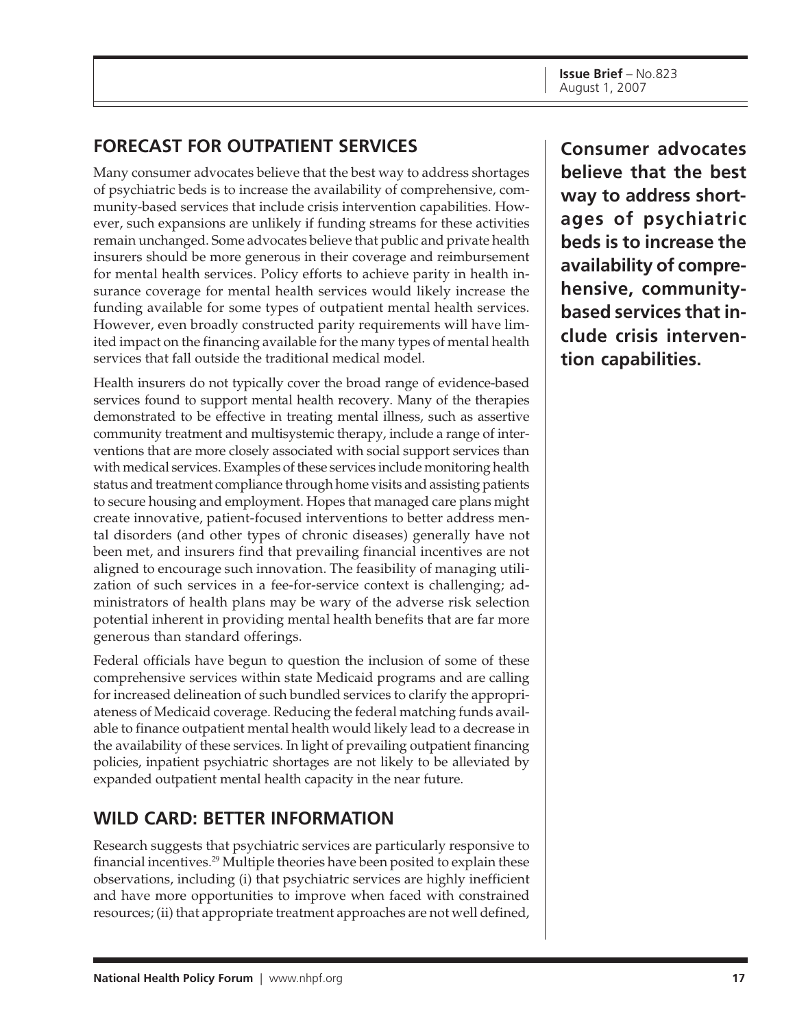## FORECAST FOR OUTPATIENT SERVICES

Many consumer advocates believe that the best way to address shortages of psychiatric beds is to increase the availability of comprehensive, community-based services that include crisis intervention capabilities. However, such expansions are unlikely if funding streams for these activities remain unchanged. Some advocates believe that public and private health insurers should be more generous in their coverage and reimbursement for mental health services. Policy efforts to achieve parity in health insurance coverage for mental health services would likely increase the funding available for some types of outpatient mental health services. However, even broadly constructed parity requirements will have limited impact on the financing available for the many types of mental health services that fall outside the traditional medical model.

**Consumer advocates believe that the best way to address shortages of psychiatric beds is to increase the availability of comprehensive, community-based services that include crisis intervention capabilities.**

Health insurers do not typically cover the broad range of evidence-based services found to support mental health recovery. Many of the therapies demonstrated to be effective in treating mental illness, such as assertive community treatment and multisystemic therapy, include a range of interventions that are more closely associated with social support services than with medical services. Examples of these services include monitoring health status and treatment compliance through home visits and assisting patients to secure housing and employment. Hopes that managed care plans might create innovative, patient-focused interventions to better address mental disorders (and other types of chronic diseases) generally have not been met, and insurers find that prevailing financial incentives are not aligned to encourage such innovation. The feasibility of managing utilization of such services in a fee-for-service context is challenging; administrators of health plans may be wary of the adverse risk selection potential inherent in providing mental health benefits that are far more generous than standard offerings.

Federal officials have begun to question the inclusion of some of these comprehensive services within state Medicaid programs and are calling for increased delineation of such bundled services to clarify the appropriateness of Medicaid coverage. Reducing the federal matching funds available to finance outpatient mental health would likely lead to a decrease in the availability of these services. In light of prevailing outpatient financing policies, inpatient psychiatric shortages are not likely to be alleviated by expanded outpatient mental health capacity in the near future.

## WILD CARD: BETTER INFORMATION

Research suggests that psychiatric services are particularly responsive to financial incentives.[29] Multiple theories have been posited to explain these observations, including (i) that psychiatric services are highly inefficient and have more opportunities to improve when faced with constrained resources; (ii) that appropriate treatment approaches are not well defined,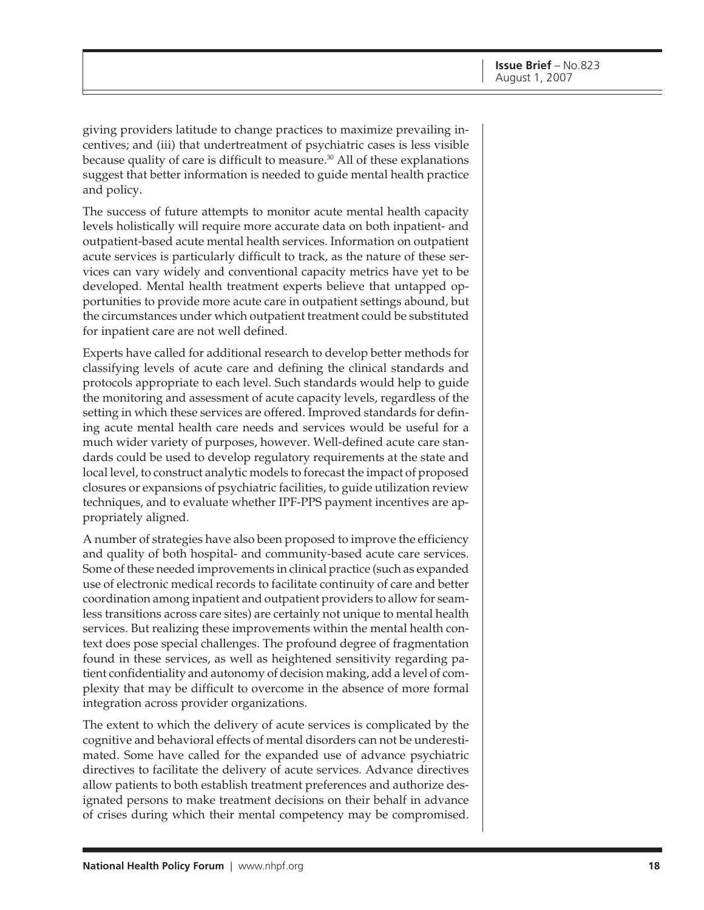giving providers latitude to change practices to maximize prevailing incentives; and (iii) that undertreatment of psychiatric cases is less visible because quality of care is difficult to measure.[30] All of these explanations suggest that better information is needed to guide mental health practice and policy.

The success of future attempts to monitor acute mental health capacity levels holistically will require more accurate data on both inpatient- and outpatient-based acute mental health services. Information on outpatient acute services is particularly difficult to track, as the nature of these services can vary widely and conventional capacity metrics have yet to be developed. Mental health treatment experts believe that untapped opportunities to provide more acute care in outpatient settings abound, but the circumstances under which outpatient treatment could be substituted for inpatient care are not well defined.

Experts have called for additional research to develop better methods for classifying levels of acute care and defining the clinical standards and protocols appropriate to each level. Such standards would help to guide the monitoring and assessment of acute capacity levels, regardless of the setting in which these services are offered. Improved standards for defining acute mental health care needs and services would be useful for a much wider variety of purposes, however. Well-defined acute care standards could be used to develop regulatory requirements at the state and local level, to construct analytic models to forecast the impact of proposed closures or expansions of psychiatric facilities, to guide utilization review techniques, and to evaluate whether IPF-PPS payment incentives are appropriately aligned.

A number of strategies have also been proposed to improve the efficiency and quality of both hospital- and community-based acute care services. Some of these needed improvements in clinical practice (such as expanded use of electronic medical records to facilitate continuity of care and better coordination among inpatient and outpatient providers to allow for seamless transitions across care sites) are certainly not unique to mental health services. But realizing these improvements within the mental health context does pose special challenges. The profound degree of fragmentation found in these services, as well as heightened sensitivity regarding patient confidentiality and autonomy of decision making, add a level of complexity that may be difficult to overcome in the absence of more formal integration across provider organizations.

The extent to which the delivery of acute services is complicated by the cognitive and behavioral effects of mental disorders can not be underestimated. Some have called for the expanded use of advance psychiatric directives to facilitate the delivery of acute services. Advance directives allow patients to both establish treatment preferences and authorize designated persons to make treatment decisions on their behalf in advance of crises during which their mental competency may be compromised.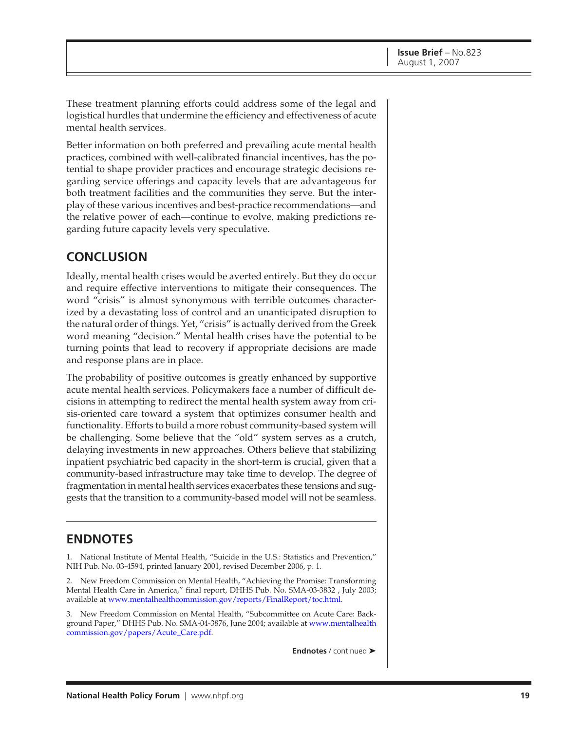These treatment planning efforts could address some of the legal and logistical hurdles that undermine the efficiency and effectiveness of acute mental health services.

Better information on both preferred and prevailing acute mental health practices, combined with well-calibrated financial incentives, has the potential to shape provider practices and encourage strategic decisions regarding service offerings and capacity levels that are advantageous for both treatment facilities and the communities they serve. But the interplay of these various incentives and best-practice recommendations—and the relative power of each—continue to evolve, making predictions regarding future capacity levels very speculative.

## CONCLUSION

Ideally, mental health crises would be averted entirely. But they do occur and require effective interventions to mitigate their consequences. The word "crisis" is almost synonymous with terrible outcomes characterized by a devastating loss of control and an unanticipated disruption to the natural order of things. Yet, "crisis" is actually derived from the Greek word meaning "decision." Mental health crises have the potential to be turning points that lead to recovery if appropriate decisions are made and response plans are in place.

The probability of positive outcomes is greatly enhanced by supportive acute mental health services. Policymakers face a number of difficult decisions in attempting to redirect the mental health system away from crisis-oriented care toward a system that optimizes consumer health and functionality. Efforts to build a more robust community-based system will be challenging. Some believe that the "old" system serves as a crutch, delaying investments in new approaches. Others believe that stabilizing inpatient psychiatric bed capacity in the short-term is crucial, given that a community-based infrastructure may take time to develop. The degree of fragmentation in mental health services exacerbates these tensions and suggests that the transition to a community-based model will not be seamless.

## ENDNOTES

1. National Institute of Mental Health, "Suicide in the U.S.: Statistics and Prevention," NIH Pub. No. 03-4594, printed January 2001, revised December 2006, p. 1.

2. New Freedom Commission on Mental Health, "Achieving the Promise: Transforming Mental Health Care in America," final report, DHHS Pub. No. SMA-03-3832 , July 2003; available at www.mentalhealthcommission.gov/reports/FinalReport/toc.html.

3. New Freedom Commission on Mental Health, "Subcommittee on Acute Care: Background Paper," DHHS Pub. No. SMA-04-3876, June 2004; available at www.mentalhealthcommission.gov/papers/Acute_Care.pdf.

**Endnotes** / continued ➤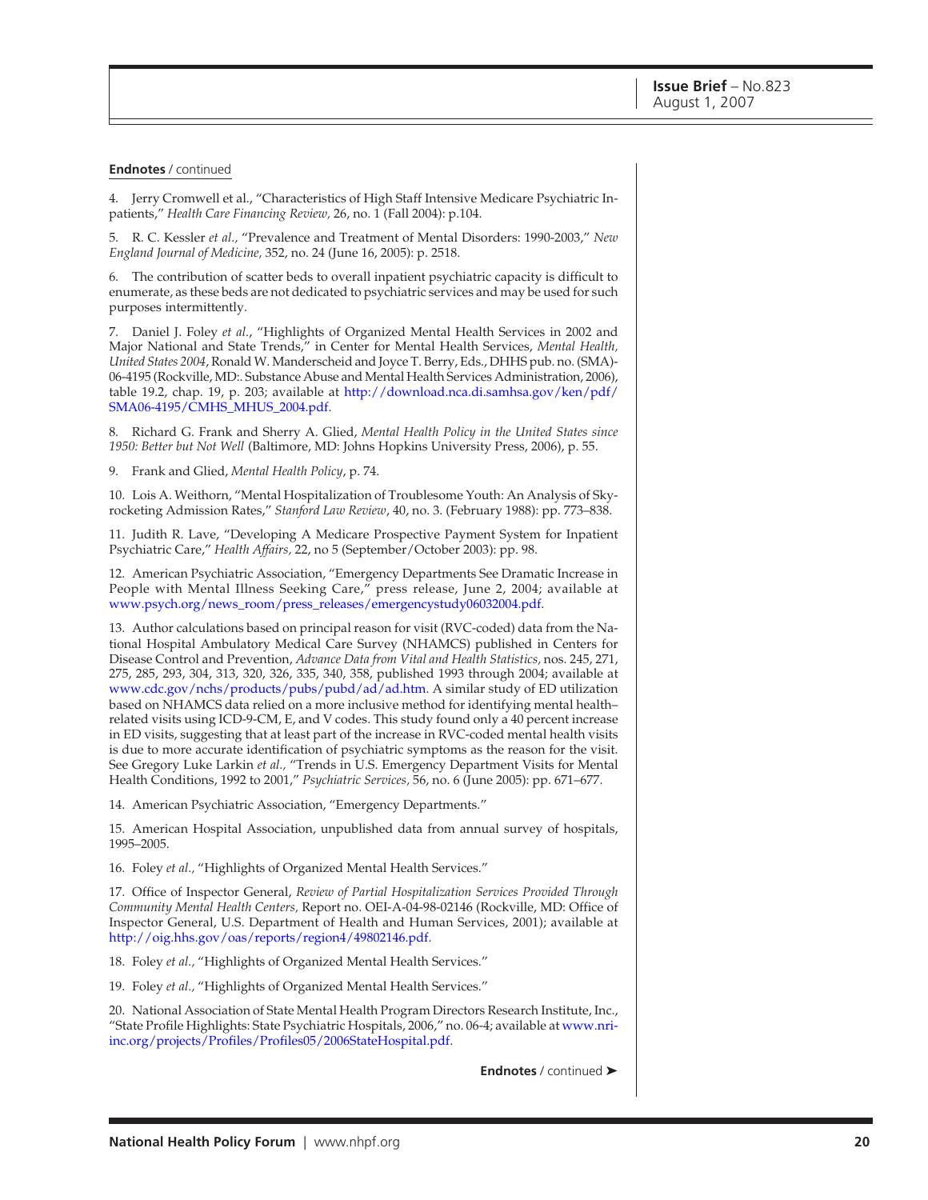**Endnotes** / continued

4. Jerry Cromwell et al., "Characteristics of High Staff Intensive Medicare Psychiatric Inpatients," *Health Care Financing Review,* 26, no. 1 (Fall 2004): p.104.

5. R. C. Kessler *et al.,* "Prevalence and Treatment of Mental Disorders: 1990-2003," *New England Journal of Medicine,* 352, no. 24 (June 16, 2005): p. 2518.

6. The contribution of scatter beds to overall inpatient psychiatric capacity is difficult to enumerate, as these beds are not dedicated to psychiatric services and may be used for such purposes intermittently.

7. Daniel J. Foley *et al.*, "Highlights of Organized Mental Health Services in 2002 and Major National and State Trends," in Center for Mental Health Services, *Mental Health, United States 2004*, Ronald W. Manderscheid and Joyce T. Berry, Eds., DHHS pub. no. (SMA)-06-4195 (Rockville, MD:. Substance Abuse and Mental Health Services Administration, 2006), table 19.2, chap. 19, p. 203; available at http://download.nca.di.samhsa.gov/ken/pdf/SMA06-4195/CMHS_MHUS_2004.pdf.

8. Richard G. Frank and Sherry A. Glied, *Mental Health Policy in the United States since 1950: Better but Not Well* (Baltimore, MD: Johns Hopkins University Press, 2006), p. 55.

9. Frank and Glied, *Mental Health Policy*, p. 74.

10. Lois A. Weithorn, "Mental Hospitalization of Troublesome Youth: An Analysis of Skyrocketing Admission Rates," *Stanford Law Review*, 40, no. 3. (February 1988): pp. 773–838.

11. Judith R. Lave, "Developing A Medicare Prospective Payment System for Inpatient Psychiatric Care," *Health Affairs,* 22, no 5 (September/October 2003): pp. 98.

12. American Psychiatric Association, "Emergency Departments See Dramatic Increase in People with Mental Illness Seeking Care," press release, June 2, 2004; available at www.psych.org/news_room/press_releases/emergencystudy06032004.pdf.

13. Author calculations based on principal reason for visit (RVC-coded) data from the National Hospital Ambulatory Medical Care Survey (NHAMCS) published in Centers for Disease Control and Prevention, *Advance Data from Vital and Health Statistics,* nos. 245, 271, 275, 285, 293, 304, 313, 320, 326, 335, 340, 358, published 1993 through 2004; available at www.cdc.gov/nchs/products/pubs/pubd/ad/ad.htm. A similar study of ED utilization based on NHAMCS data relied on a more inclusive method for identifying mental health–related visits using ICD-9-CM, E, and V codes. This study found only a 40 percent increase in ED visits, suggesting that at least part of the increase in RVC-coded mental health visits is due to more accurate identification of psychiatric symptoms as the reason for the visit. See Gregory Luke Larkin *et al.,* "Trends in U.S. Emergency Department Visits for Mental Health Conditions, 1992 to 2001," *Psychiatric Services,* 56, no. 6 (June 2005): pp. 671–677.

14. American Psychiatric Association, "Emergency Departments."

15. American Hospital Association, unpublished data from annual survey of hospitals, 1995–2005.

16. Foley *et al.,* "Highlights of Organized Mental Health Services."

17. Office of Inspector General, *Review of Partial Hospitalization Services Provided Through Community Mental Health Centers,* Report no. OEI-A-04-98-02146 (Rockville, MD: Office of Inspector General, U.S. Department of Health and Human Services, 2001); available at http://oig.hhs.gov/oas/reports/region4/49802146.pdf.

18. Foley *et al.,* "Highlights of Organized Mental Health Services."

19. Foley *et al.,* "Highlights of Organized Mental Health Services."

20. National Association of State Mental Health Program Directors Research Institute, Inc., "State Profile Highlights: State Psychiatric Hospitals, 2006," no. 06-4; available at www.nri-inc.org/projects/Profiles/Profiles05/2006StateHospital.pdf.

**Endnotes** / continued ➤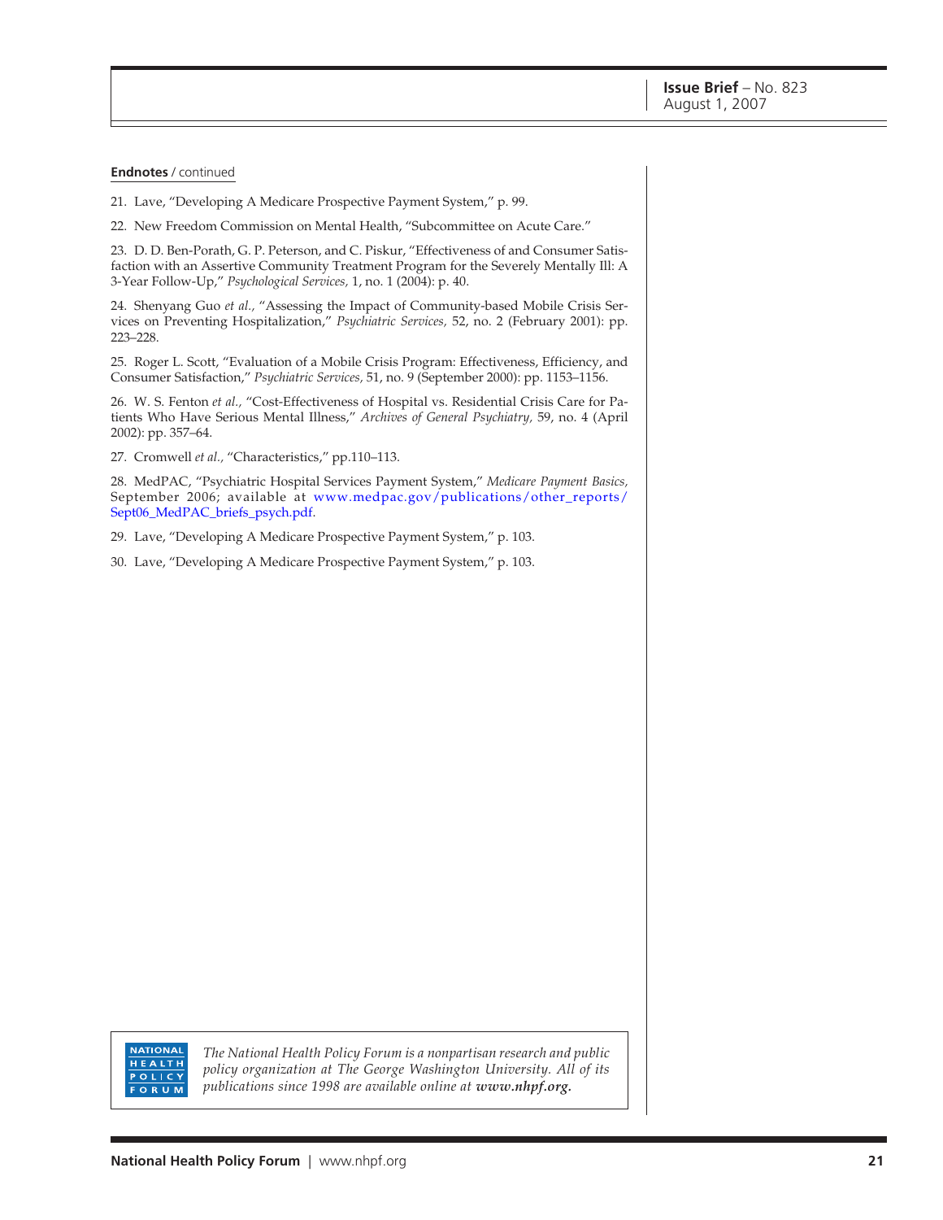**Endnotes** / continued

21. Lave, "Developing A Medicare Prospective Payment System," p. 99.

22. New Freedom Commission on Mental Health, "Subcommittee on Acute Care."

23. D. D. Ben-Porath, G. P. Peterson, and C. Piskur, "Effectiveness of and Consumer Satisfaction with an Assertive Community Treatment Program for the Severely Mentally Ill: A 3-Year Follow-Up," *Psychological Services,* 1, no. 1 (2004): p. 40.

24. Shenyang Guo *et al.,* "Assessing the Impact of Community-based Mobile Crisis Services on Preventing Hospitalization," *Psychiatric Services,* 52, no. 2 (February 2001): pp. 223–228.

25. Roger L. Scott, "Evaluation of a Mobile Crisis Program: Effectiveness, Efficiency, and Consumer Satisfaction," *Psychiatric Services,* 51, no. 9 (September 2000): pp. 1153–1156.

26. W. S. Fenton *et al.,* "Cost-Effectiveness of Hospital vs. Residential Crisis Care for Patients Who Have Serious Mental Illness," *Archives of General Psychiatry,* 59, no. 4 (April 2002): pp. 357–64.

27. Cromwell *et al.,* "Characteristics," pp.110–113.

28. MedPAC, "Psychiatric Hospital Services Payment System," *Medicare Payment Basics,* September 2006; available at www.medpac.gov/publications/other_reports/Sept06_MedPAC_briefs_psych.pdf.

29. Lave, "Developing A Medicare Prospective Payment System," p. 103.

30. Lave, "Developing A Medicare Prospective Payment System," p. 103.

NATIONAL HEALTH POLICY FORUM

*The National Health Policy Forum is a nonpartisan research and public policy organization at The George Washington University. All of its publications since 1998 are available online at* ***www.nhpf.org.***